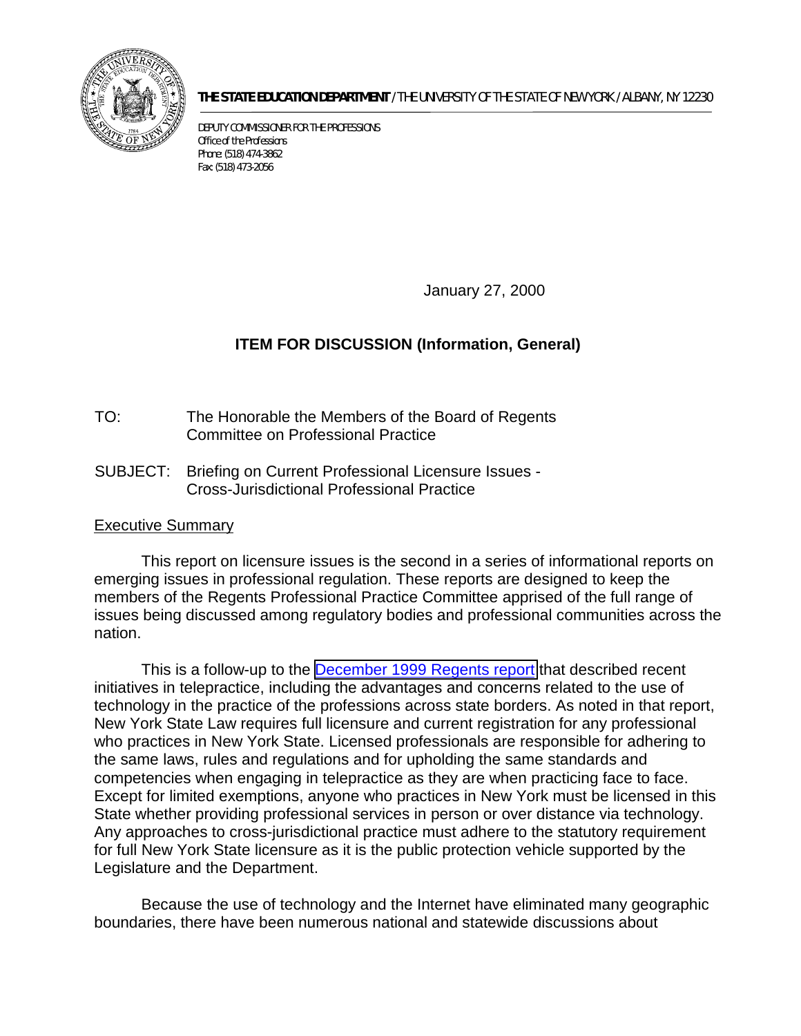**THE STATE EDUCATION DEPARTMENT** / THE UNIVERSITY OF THE STATE OF NEW YORK / ALBANY, NY 12230

DEPUTY COMMISSIONER FOR THE PROFESSIONS
Office of the Professions
Phone: (518) 474-3862
Fax: (518) 473-2056

January 27, 2000

## ITEM FOR DISCUSSION (Information, General)

TO: The Honorable the Members of the Board of Regents Committee on Professional Practice

SUBJECT: Briefing on Current Professional Licensure Issues - Cross-Jurisdictional Professional Practice

### Executive Summary

This report on licensure issues is the second in a series of informational reports on emerging issues in professional regulation. These reports are designed to keep the members of the Regents Professional Practice Committee apprised of the full range of issues being discussed among regulatory bodies and professional communities across the nation.

This is a follow-up to the December 1999 Regents report that described recent initiatives in telepractice, including the advantages and concerns related to the use of technology in the practice of the professions across state borders. As noted in that report, New York State Law requires full licensure and current registration for any professional who practices in New York State. Licensed professionals are responsible for adhering to the same laws, rules and regulations and for upholding the same standards and competencies when engaging in telepractice as they are when practicing face to face. Except for limited exemptions, anyone who practices in New York must be licensed in this State whether providing professional services in person or over distance via technology. Any approaches to cross-jurisdictional practice must adhere to the statutory requirement for full New York State licensure as it is the public protection vehicle supported by the Legislature and the Department.

Because the use of technology and the Internet have eliminated many geographic boundaries, there have been numerous national and statewide discussions about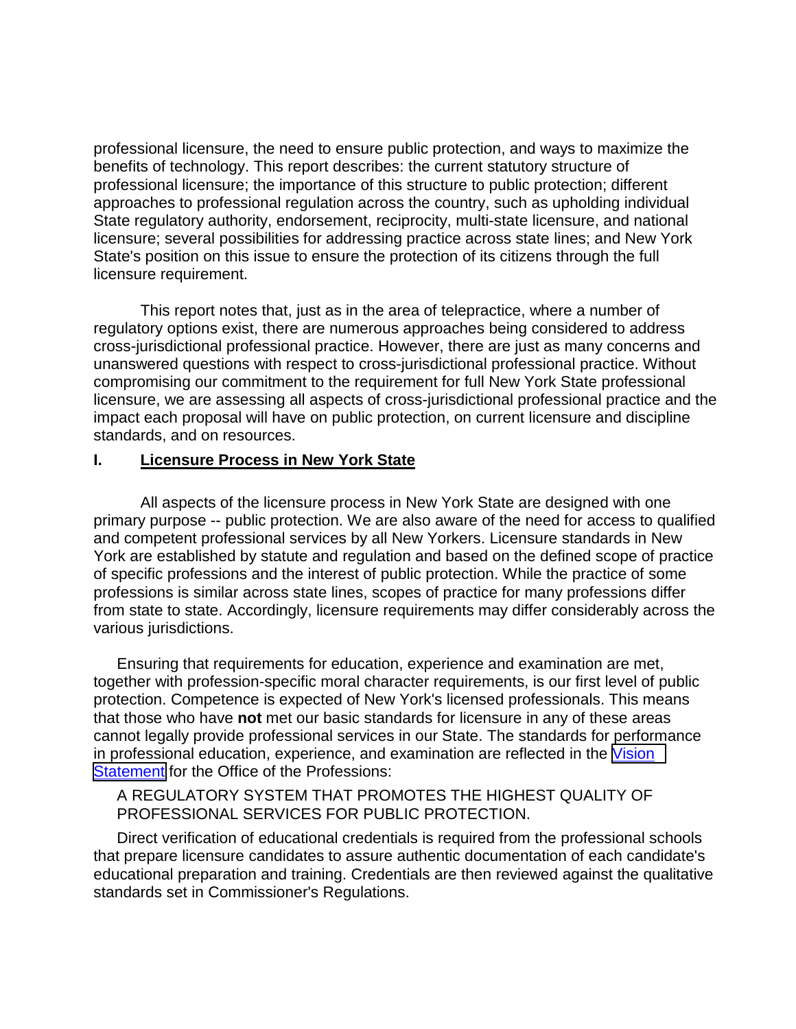professional licensure, the need to ensure public protection, and ways to maximize the benefits of technology. This report describes: the current statutory structure of professional licensure; the importance of this structure to public protection; different approaches to professional regulation across the country, such as upholding individual State regulatory authority, endorsement, reciprocity, multi-state licensure, and national licensure; several possibilities for addressing practice across state lines; and New York State's position on this issue to ensure the protection of its citizens through the full licensure requirement.

This report notes that, just as in the area of telepractice, where a number of regulatory options exist, there are numerous approaches being considered to address cross-jurisdictional professional practice. However, there are just as many concerns and unanswered questions with respect to cross-jurisdictional professional practice. Without compromising our commitment to the requirement for full New York State professional licensure, we are assessing all aspects of cross-jurisdictional professional practice and the impact each proposal will have on public protection, on current licensure and discipline standards, and on resources.

## I. Licensure Process in New York State

All aspects of the licensure process in New York State are designed with one primary purpose -- public protection. We are also aware of the need for access to qualified and competent professional services by all New Yorkers. Licensure standards in New York are established by statute and regulation and based on the defined scope of practice of specific professions and the interest of public protection. While the practice of some professions is similar across state lines, scopes of practice for many professions differ from state to state. Accordingly, licensure requirements may differ considerably across the various jurisdictions.

Ensuring that requirements for education, experience and examination are met, together with profession-specific moral character requirements, is our first level of public protection. Competence is expected of New York's licensed professionals. This means that those who have **not** met our basic standards for licensure in any of these areas cannot legally provide professional services in our State. The standards for performance in professional education, experience, and examination are reflected in the Vision Statement for the Office of the Professions:

A REGULATORY SYSTEM THAT PROMOTES THE HIGHEST QUALITY OF PROFESSIONAL SERVICES FOR PUBLIC PROTECTION.

Direct verification of educational credentials is required from the professional schools that prepare licensure candidates to assure authentic documentation of each candidate's educational preparation and training. Credentials are then reviewed against the qualitative standards set in Commissioner's Regulations.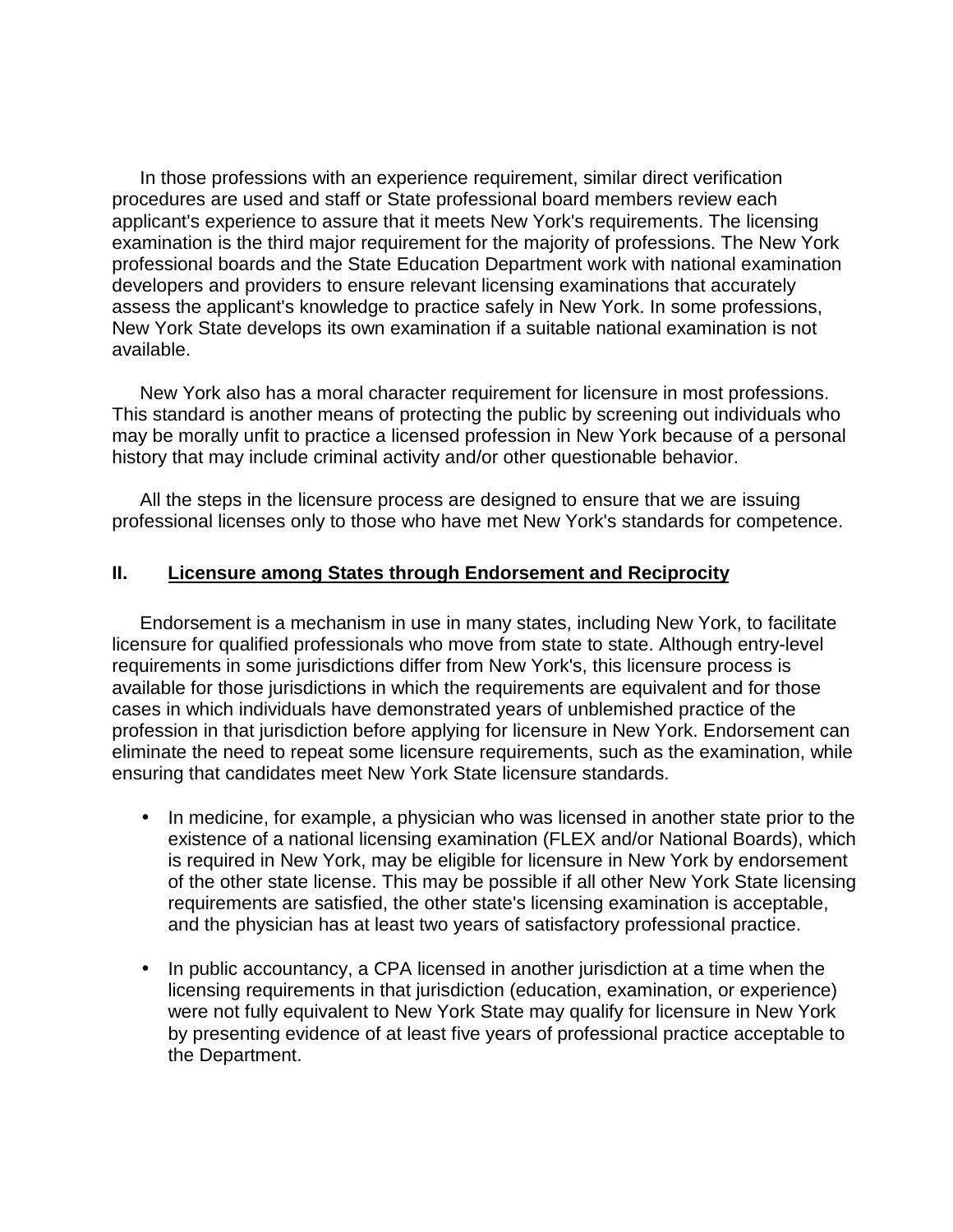In those professions with an experience requirement, similar direct verification procedures are used and staff or State professional board members review each applicant's experience to assure that it meets New York's requirements. The licensing examination is the third major requirement for the majority of professions. The New York professional boards and the State Education Department work with national examination developers and providers to ensure relevant licensing examinations that accurately assess the applicant's knowledge to practice safely in New York. In some professions, New York State develops its own examination if a suitable national examination is not available.

New York also has a moral character requirement for licensure in most professions. This standard is another means of protecting the public by screening out individuals who may be morally unfit to practice a licensed profession in New York because of a personal history that may include criminal activity and/or other questionable behavior.

All the steps in the licensure process are designed to ensure that we are issuing professional licenses only to those who have met New York's standards for competence.

## II. Licensure among States through Endorsement and Reciprocity

Endorsement is a mechanism in use in many states, including New York, to facilitate licensure for qualified professionals who move from state to state. Although entry-level requirements in some jurisdictions differ from New York's, this licensure process is available for those jurisdictions in which the requirements are equivalent and for those cases in which individuals have demonstrated years of unblemished practice of the profession in that jurisdiction before applying for licensure in New York. Endorsement can eliminate the need to repeat some licensure requirements, such as the examination, while ensuring that candidates meet New York State licensure standards.

- In medicine, for example, a physician who was licensed in another state prior to the existence of a national licensing examination (FLEX and/or National Boards), which is required in New York, may be eligible for licensure in New York by endorsement of the other state license. This may be possible if all other New York State licensing requirements are satisfied, the other state's licensing examination is acceptable, and the physician has at least two years of satisfactory professional practice.

- In public accountancy, a CPA licensed in another jurisdiction at a time when the licensing requirements in that jurisdiction (education, examination, or experience) were not fully equivalent to New York State may qualify for licensure in New York by presenting evidence of at least five years of professional practice acceptable to the Department.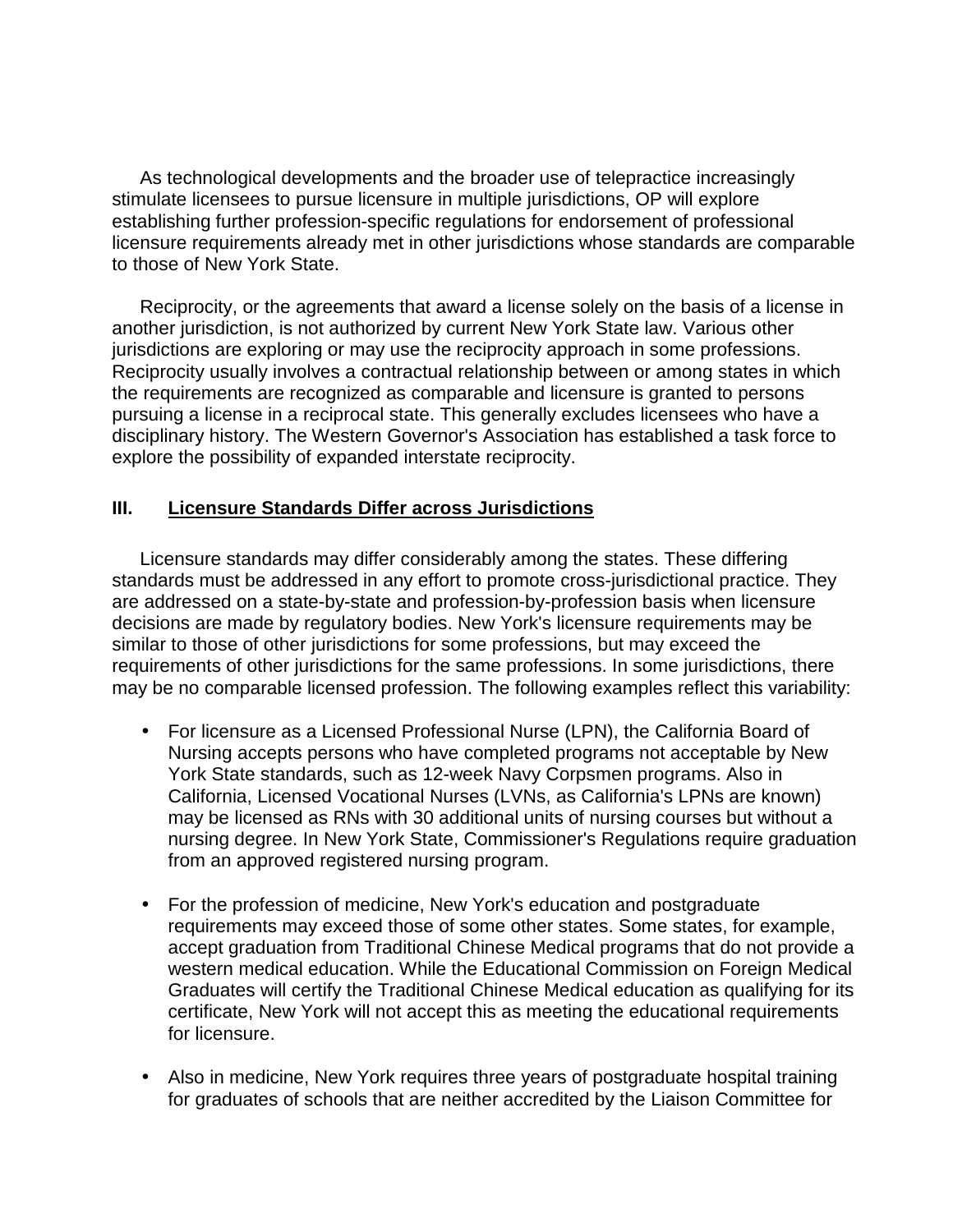As technological developments and the broader use of telepractice increasingly stimulate licensees to pursue licensure in multiple jurisdictions, OP will explore establishing further profession-specific regulations for endorsement of professional licensure requirements already met in other jurisdictions whose standards are comparable to those of New York State.

Reciprocity, or the agreements that award a license solely on the basis of a license in another jurisdiction, is not authorized by current New York State law. Various other jurisdictions are exploring or may use the reciprocity approach in some professions. Reciprocity usually involves a contractual relationship between or among states in which the requirements are recognized as comparable and licensure is granted to persons pursuing a license in a reciprocal state. This generally excludes licensees who have a disciplinary history. The Western Governor's Association has established a task force to explore the possibility of expanded interstate reciprocity.

## III. Licensure Standards Differ across Jurisdictions

Licensure standards may differ considerably among the states. These differing standards must be addressed in any effort to promote cross-jurisdictional practice. They are addressed on a state-by-state and profession-by-profession basis when licensure decisions are made by regulatory bodies. New York's licensure requirements may be similar to those of other jurisdictions for some professions, but may exceed the requirements of other jurisdictions for the same professions. In some jurisdictions, there may be no comparable licensed profession. The following examples reflect this variability:

- For licensure as a Licensed Professional Nurse (LPN), the California Board of Nursing accepts persons who have completed programs not acceptable by New York State standards, such as 12-week Navy Corpsmen programs. Also in California, Licensed Vocational Nurses (LVNs, as California's LPNs are known) may be licensed as RNs with 30 additional units of nursing courses but without a nursing degree. In New York State, Commissioner's Regulations require graduation from an approved registered nursing program.

- For the profession of medicine, New York's education and postgraduate requirements may exceed those of some other states. Some states, for example, accept graduation from Traditional Chinese Medical programs that do not provide a western medical education. While the Educational Commission on Foreign Medical Graduates will certify the Traditional Chinese Medical education as qualifying for its certificate, New York will not accept this as meeting the educational requirements for licensure.

- Also in medicine, New York requires three years of postgraduate hospital training for graduates of schools that are neither accredited by the Liaison Committee for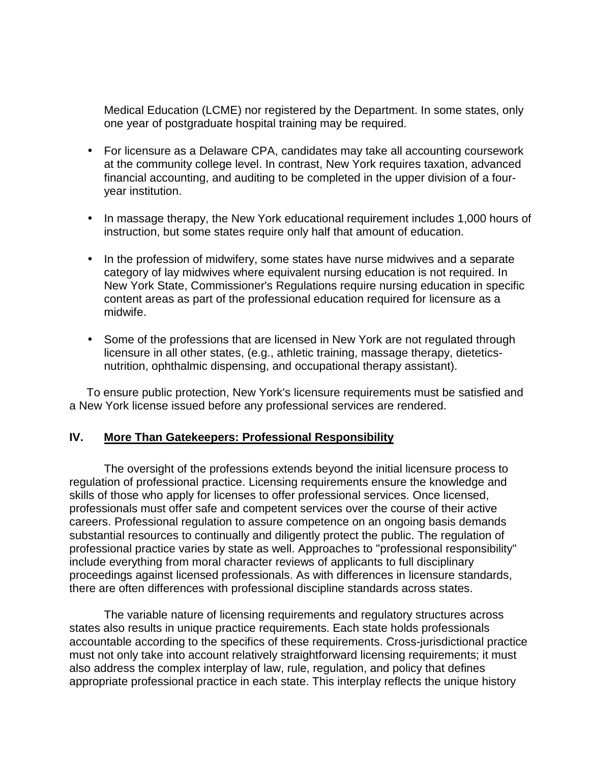Medical Education (LCME) nor registered by the Department. In some states, only one year of postgraduate hospital training may be required.

- For licensure as a Delaware CPA, candidates may take all accounting coursework at the community college level. In contrast, New York requires taxation, advanced financial accounting, and auditing to be completed in the upper division of a four-year institution.

- In massage therapy, the New York educational requirement includes 1,000 hours of instruction, but some states require only half that amount of education.

- In the profession of midwifery, some states have nurse midwives and a separate category of lay midwives where equivalent nursing education is not required. In New York State, Commissioner's Regulations require nursing education in specific content areas as part of the professional education required for licensure as a midwife.

- Some of the professions that are licensed in New York are not regulated through licensure in all other states, (e.g., athletic training, massage therapy, dietetics-nutrition, ophthalmic dispensing, and occupational therapy assistant).

To ensure public protection, New York's licensure requirements must be satisfied and a New York license issued before any professional services are rendered.

## IV. More Than Gatekeepers: Professional Responsibility

The oversight of the professions extends beyond the initial licensure process to regulation of professional practice. Licensing requirements ensure the knowledge and skills of those who apply for licenses to offer professional services. Once licensed, professionals must offer safe and competent services over the course of their active careers. Professional regulation to assure competence on an ongoing basis demands substantial resources to continually and diligently protect the public. The regulation of professional practice varies by state as well. Approaches to "professional responsibility" include everything from moral character reviews of applicants to full disciplinary proceedings against licensed professionals. As with differences in licensure standards, there are often differences with professional discipline standards across states.

The variable nature of licensing requirements and regulatory structures across states also results in unique practice requirements. Each state holds professionals accountable according to the specifics of these requirements. Cross-jurisdictional practice must not only take into account relatively straightforward licensing requirements; it must also address the complex interplay of law, rule, regulation, and policy that defines appropriate professional practice in each state. This interplay reflects the unique history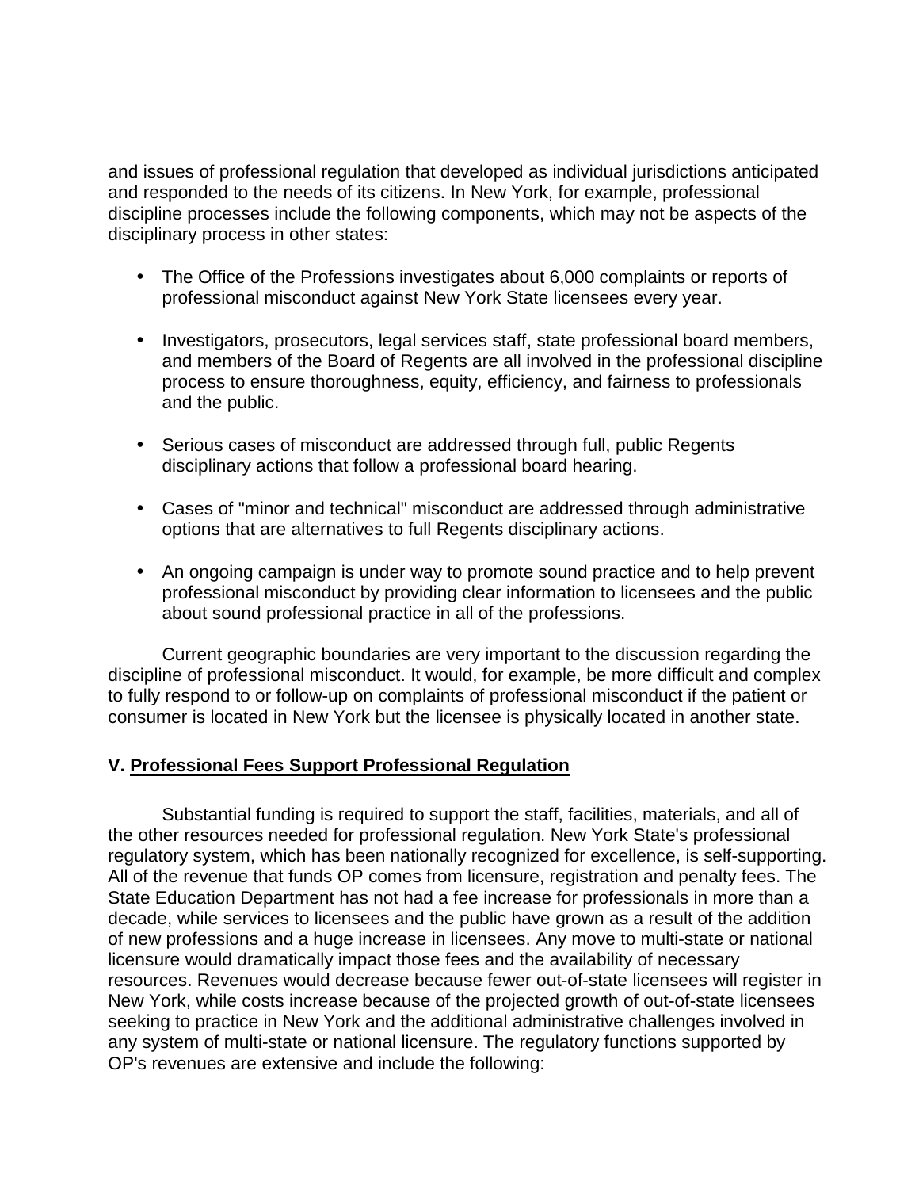and issues of professional regulation that developed as individual jurisdictions anticipated and responded to the needs of its citizens. In New York, for example, professional discipline processes include the following components, which may not be aspects of the disciplinary process in other states:

- The Office of the Professions investigates about 6,000 complaints or reports of professional misconduct against New York State licensees every year.
- Investigators, prosecutors, legal services staff, state professional board members, and members of the Board of Regents are all involved in the professional discipline process to ensure thoroughness, equity, efficiency, and fairness to professionals and the public.
- Serious cases of misconduct are addressed through full, public Regents disciplinary actions that follow a professional board hearing.
- Cases of "minor and technical" misconduct are addressed through administrative options that are alternatives to full Regents disciplinary actions.
- An ongoing campaign is under way to promote sound practice and to help prevent professional misconduct by providing clear information to licensees and the public about sound professional practice in all of the professions.

Current geographic boundaries are very important to the discussion regarding the discipline of professional misconduct. It would, for example, be more difficult and complex to fully respond to or follow-up on complaints of professional misconduct if the patient or consumer is located in New York but the licensee is physically located in another state.

### V. Professional Fees Support Professional Regulation

Substantial funding is required to support the staff, facilities, materials, and all of the other resources needed for professional regulation. New York State's professional regulatory system, which has been nationally recognized for excellence, is self-supporting. All of the revenue that funds OP comes from licensure, registration and penalty fees. The State Education Department has not had a fee increase for professionals in more than a decade, while services to licensees and the public have grown as a result of the addition of new professions and a huge increase in licensees. Any move to multi-state or national licensure would dramatically impact those fees and the availability of necessary resources. Revenues would decrease because fewer out-of-state licensees will register in New York, while costs increase because of the projected growth of out-of-state licensees seeking to practice in New York and the additional administrative challenges involved in any system of multi-state or national licensure. The regulatory functions supported by OP's revenues are extensive and include the following: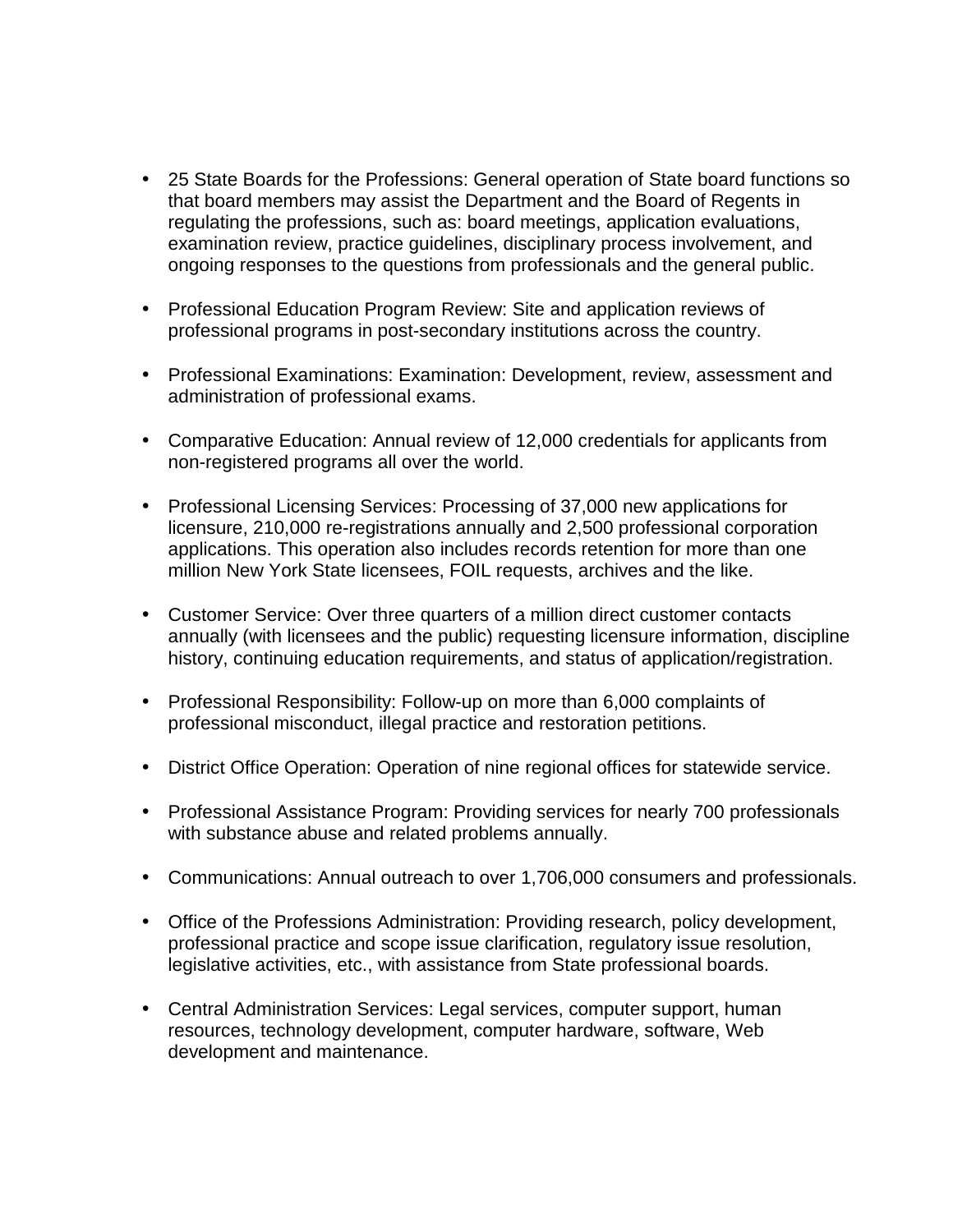- 25 State Boards for the Professions: General operation of State board functions so that board members may assist the Department and the Board of Regents in regulating the professions, such as: board meetings, application evaluations, examination review, practice guidelines, disciplinary process involvement, and ongoing responses to the questions from professionals and the general public.

- Professional Education Program Review: Site and application reviews of professional programs in post-secondary institutions across the country.

- Professional Examinations: Examination: Development, review, assessment and administration of professional exams.

- Comparative Education: Annual review of 12,000 credentials for applicants from non-registered programs all over the world.

- Professional Licensing Services: Processing of 37,000 new applications for licensure, 210,000 re-registrations annually and 2,500 professional corporation applications. This operation also includes records retention for more than one million New York State licensees, FOIL requests, archives and the like.

- Customer Service: Over three quarters of a million direct customer contacts annually (with licensees and the public) requesting licensure information, discipline history, continuing education requirements, and status of application/registration.

- Professional Responsibility: Follow-up on more than 6,000 complaints of professional misconduct, illegal practice and restoration petitions.

- District Office Operation: Operation of nine regional offices for statewide service.

- Professional Assistance Program: Providing services for nearly 700 professionals with substance abuse and related problems annually.

- Communications: Annual outreach to over 1,706,000 consumers and professionals.

- Office of the Professions Administration: Providing research, policy development, professional practice and scope issue clarification, regulatory issue resolution, legislative activities, etc., with assistance from State professional boards.

- Central Administration Services: Legal services, computer support, human resources, technology development, computer hardware, software, Web development and maintenance.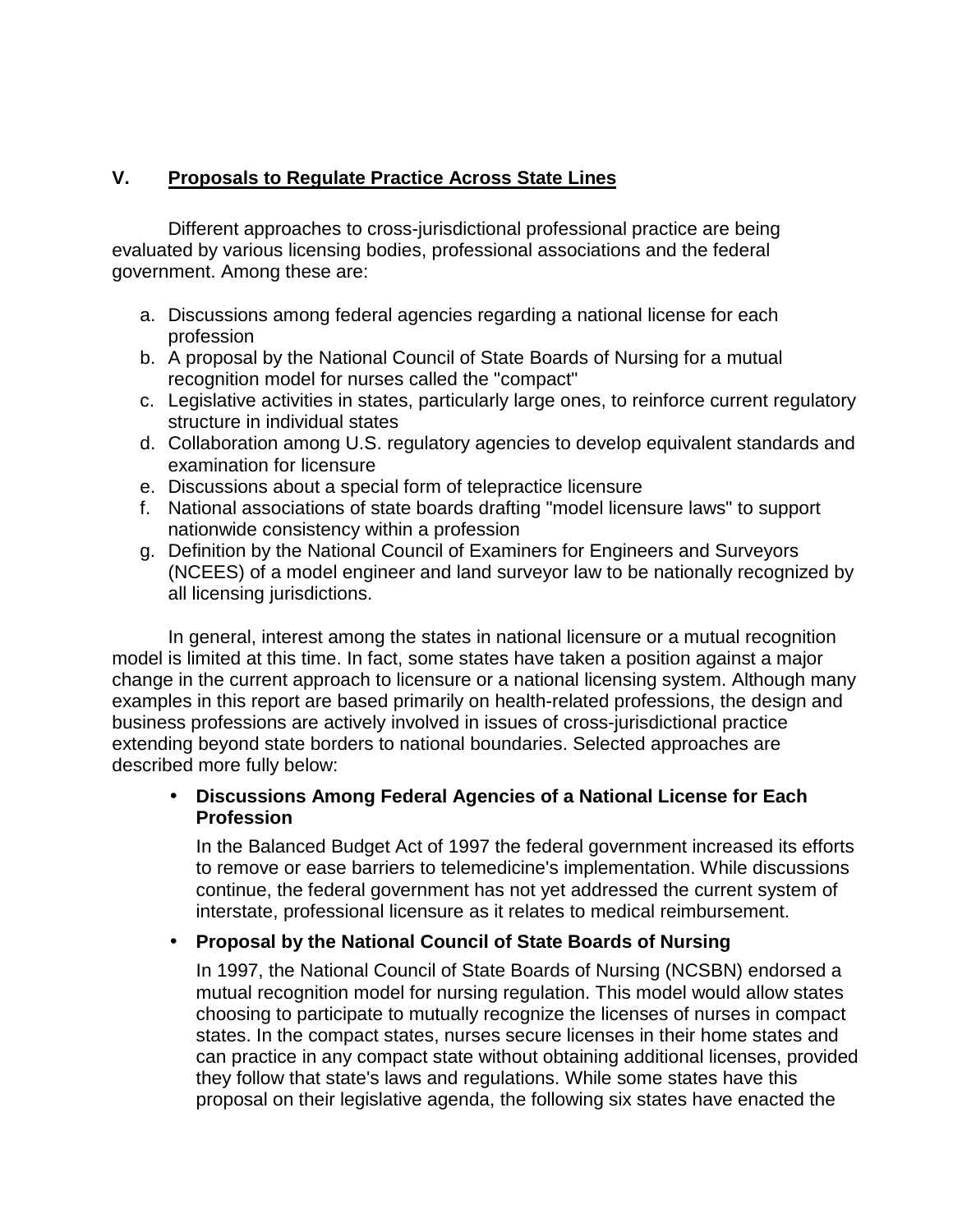## V. Proposals to Regulate Practice Across State Lines

Different approaches to cross-jurisdictional professional practice are being evaluated by various licensing bodies, professional associations and the federal government. Among these are:

a. Discussions among federal agencies regarding a national license for each profession
b. A proposal by the National Council of State Boards of Nursing for a mutual recognition model for nurses called the "compact"
c. Legislative activities in states, particularly large ones, to reinforce current regulatory structure in individual states
d. Collaboration among U.S. regulatory agencies to develop equivalent standards and examination for licensure
e. Discussions about a special form of telepractice licensure
f. National associations of state boards drafting "model licensure laws" to support nationwide consistency within a profession
g. Definition by the National Council of Examiners for Engineers and Surveyors (NCEES) of a model engineer and land surveyor law to be nationally recognized by all licensing jurisdictions.

In general, interest among the states in national licensure or a mutual recognition model is limited at this time. In fact, some states have taken a position against a major change in the current approach to licensure or a national licensing system. Although many examples in this report are based primarily on health-related professions, the design and business professions are actively involved in issues of cross-jurisdictional practice extending beyond state borders to national boundaries. Selected approaches are described more fully below:

- **Discussions Among Federal Agencies of a National License for Each Profession**

  In the Balanced Budget Act of 1997 the federal government increased its efforts to remove or ease barriers to telemedicine's implementation. While discussions continue, the federal government has not yet addressed the current system of interstate, professional licensure as it relates to medical reimbursement.

- **Proposal by the National Council of State Boards of Nursing**

  In 1997, the National Council of State Boards of Nursing (NCSBN) endorsed a mutual recognition model for nursing regulation. This model would allow states choosing to participate to mutually recognize the licenses of nurses in compact states. In the compact states, nurses secure licenses in their home states and can practice in any compact state without obtaining additional licenses, provided they follow that state's laws and regulations. While some states have this proposal on their legislative agenda, the following six states have enacted the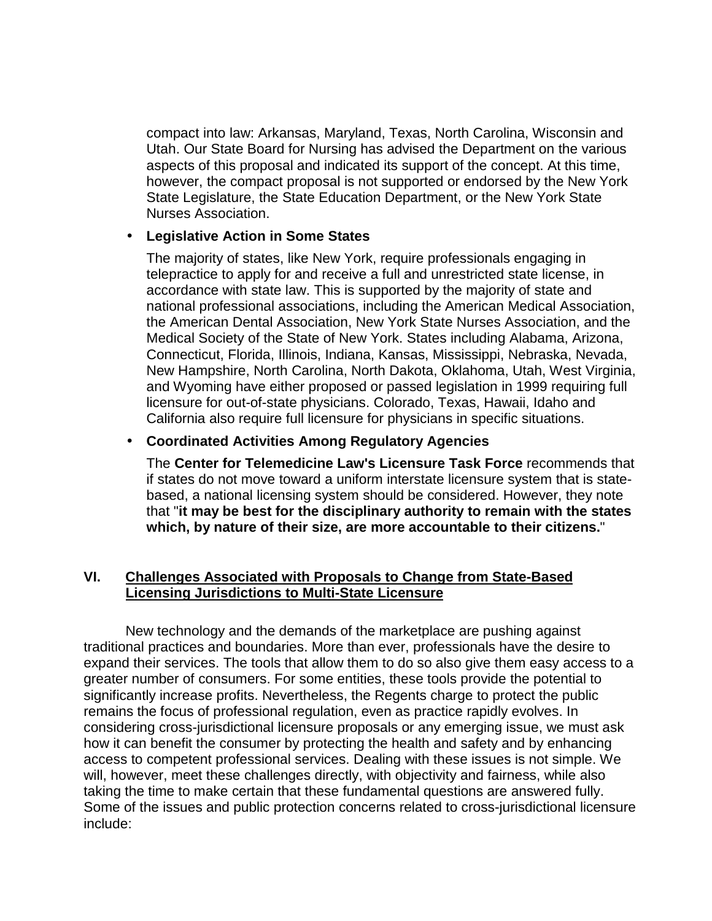compact into law: Arkansas, Maryland, Texas, North Carolina, Wisconsin and Utah. Our State Board for Nursing has advised the Department on the various aspects of this proposal and indicated its support of the concept. At this time, however, the compact proposal is not supported or endorsed by the New York State Legislature, the State Education Department, or the New York State Nurses Association.

- **Legislative Action in Some States**

  The majority of states, like New York, require professionals engaging in telepractice to apply for and receive a full and unrestricted state license, in accordance with state law. This is supported by the majority of state and national professional associations, including the American Medical Association, the American Dental Association, New York State Nurses Association, and the Medical Society of the State of New York. States including Alabama, Arizona, Connecticut, Florida, Illinois, Indiana, Kansas, Mississippi, Nebraska, Nevada, New Hampshire, North Carolina, North Dakota, Oklahoma, Utah, West Virginia, and Wyoming have either proposed or passed legislation in 1999 requiring full licensure for out-of-state physicians. Colorado, Texas, Hawaii, Idaho and California also require full licensure for physicians in specific situations.

- **Coordinated Activities Among Regulatory Agencies**

  The **Center for Telemedicine Law's Licensure Task Force** recommends that if states do not move toward a uniform interstate licensure system that is state-based, a national licensing system should be considered. However, they note that "**it may be best for the disciplinary authority to remain with the states which, by nature of their size, are more accountable to their citizens.**"

## VI. Challenges Associated with Proposals to Change from State-Based Licensing Jurisdictions to Multi-State Licensure

New technology and the demands of the marketplace are pushing against traditional practices and boundaries. More than ever, professionals have the desire to expand their services. The tools that allow them to do so also give them easy access to a greater number of consumers. For some entities, these tools provide the potential to significantly increase profits. Nevertheless, the Regents charge to protect the public remains the focus of professional regulation, even as practice rapidly evolves. In considering cross-jurisdictional licensure proposals or any emerging issue, we must ask how it can benefit the consumer by protecting the health and safety and by enhancing access to competent professional services. Dealing with these issues is not simple. We will, however, meet these challenges directly, with objectivity and fairness, while also taking the time to make certain that these fundamental questions are answered fully. Some of the issues and public protection concerns related to cross-jurisdictional licensure include: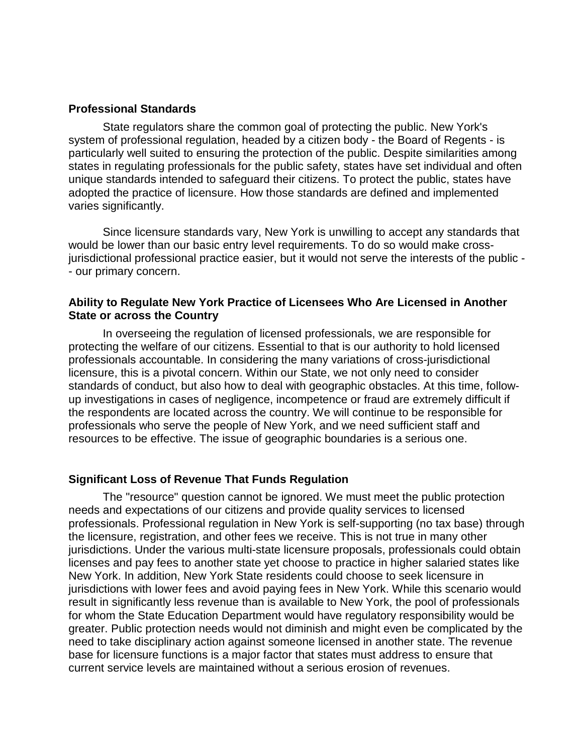### Professional Standards

State regulators share the common goal of protecting the public. New York's system of professional regulation, headed by a citizen body - the Board of Regents - is particularly well suited to ensuring the protection of the public. Despite similarities among states in regulating professionals for the public safety, states have set individual and often unique standards intended to safeguard their citizens. To protect the public, states have adopted the practice of licensure. How those standards are defined and implemented varies significantly.

Since licensure standards vary, New York is unwilling to accept any standards that would be lower than our basic entry level requirements. To do so would make cross-jurisdictional professional practice easier, but it would not serve the interests of the public -- our primary concern.

### Ability to Regulate New York Practice of Licensees Who Are Licensed in Another State or across the Country

In overseeing the regulation of licensed professionals, we are responsible for protecting the welfare of our citizens. Essential to that is our authority to hold licensed professionals accountable. In considering the many variations of cross-jurisdictional licensure, this is a pivotal concern. Within our State, we not only need to consider standards of conduct, but also how to deal with geographic obstacles. At this time, follow-up investigations in cases of negligence, incompetence or fraud are extremely difficult if the respondents are located across the country. We will continue to be responsible for professionals who serve the people of New York, and we need sufficient staff and resources to be effective. The issue of geographic boundaries is a serious one.

### Significant Loss of Revenue That Funds Regulation

The "resource" question cannot be ignored. We must meet the public protection needs and expectations of our citizens and provide quality services to licensed professionals. Professional regulation in New York is self-supporting (no tax base) through the licensure, registration, and other fees we receive. This is not true in many other jurisdictions. Under the various multi-state licensure proposals, professionals could obtain licenses and pay fees to another state yet choose to practice in higher salaried states like New York. In addition, New York State residents could choose to seek licensure in jurisdictions with lower fees and avoid paying fees in New York. While this scenario would result in significantly less revenue than is available to New York, the pool of professionals for whom the State Education Department would have regulatory responsibility would be greater. Public protection needs would not diminish and might even be complicated by the need to take disciplinary action against someone licensed in another state. The revenue base for licensure functions is a major factor that states must address to ensure that current service levels are maintained without a serious erosion of revenues.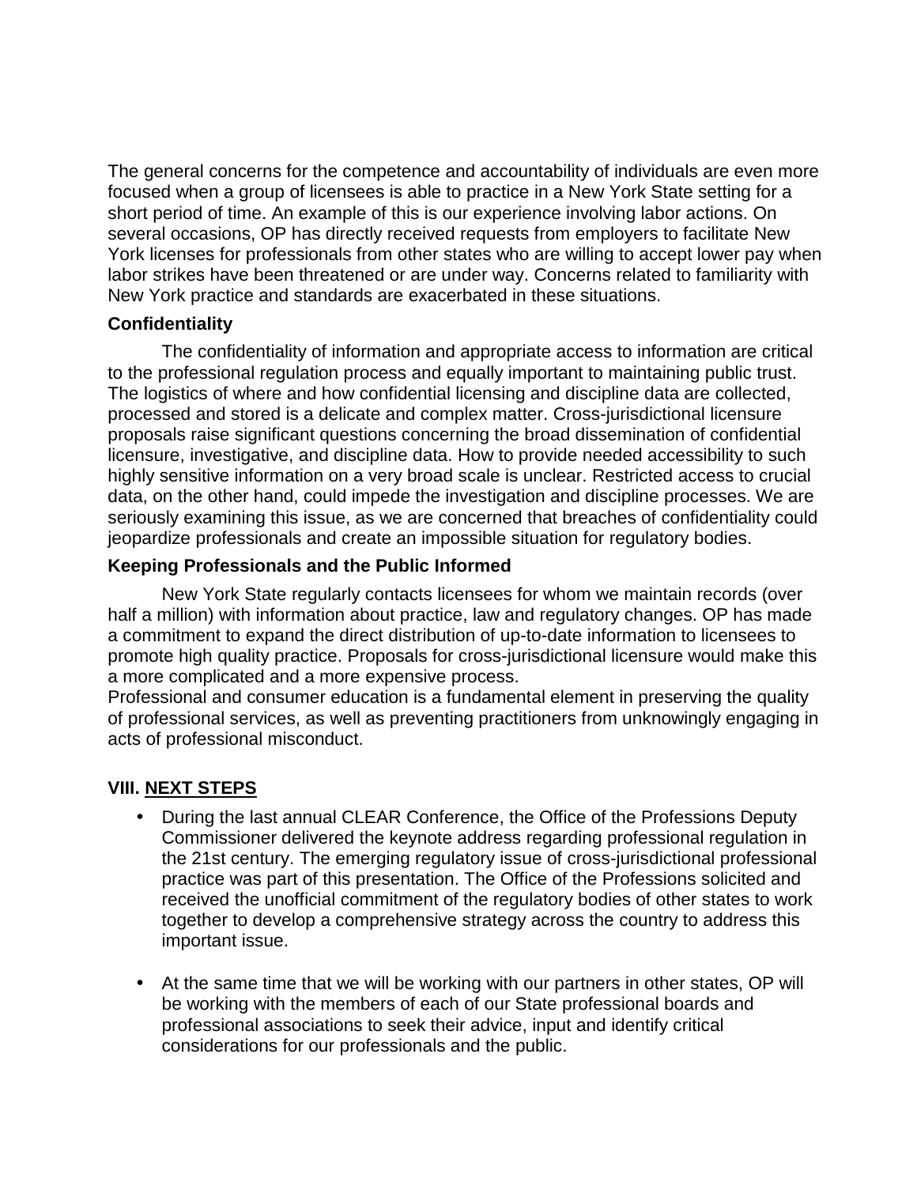The general concerns for the competence and accountability of individuals are even more focused when a group of licensees is able to practice in a New York State setting for a short period of time. An example of this is our experience involving labor actions. On several occasions, OP has directly received requests from employers to facilitate New York licenses for professionals from other states who are willing to accept lower pay when labor strikes have been threatened or are under way. Concerns related to familiarity with New York practice and standards are exacerbated in these situations.

**Confidentiality**

The confidentiality of information and appropriate access to information are critical to the professional regulation process and equally important to maintaining public trust. The logistics of where and how confidential licensing and discipline data are collected, processed and stored is a delicate and complex matter. Cross-jurisdictional licensure proposals raise significant questions concerning the broad dissemination of confidential licensure, investigative, and discipline data. How to provide needed accessibility to such highly sensitive information on a very broad scale is unclear. Restricted access to crucial data, on the other hand, could impede the investigation and discipline processes. We are seriously examining this issue, as we are concerned that breaches of confidentiality could jeopardize professionals and create an impossible situation for regulatory bodies.

**Keeping Professionals and the Public Informed**

New York State regularly contacts licensees for whom we maintain records (over half a million) with information about practice, law and regulatory changes. OP has made a commitment to expand the direct distribution of up-to-date information to licensees to promote high quality practice. Proposals for cross-jurisdictional licensure would make this a more complicated and a more expensive process.

Professional and consumer education is a fundamental element in preserving the quality of professional services, as well as preventing practitioners from unknowingly engaging in acts of professional misconduct.

## VIII. NEXT STEPS

- During the last annual CLEAR Conference, the Office of the Professions Deputy Commissioner delivered the keynote address regarding professional regulation in the 21st century. The emerging regulatory issue of cross-jurisdictional professional practice was part of this presentation. The Office of the Professions solicited and received the unofficial commitment of the regulatory bodies of other states to work together to develop a comprehensive strategy across the country to address this important issue.

- At the same time that we will be working with our partners in other states, OP will be working with the members of each of our State professional boards and professional associations to seek their advice, input and identify critical considerations for our professionals and the public.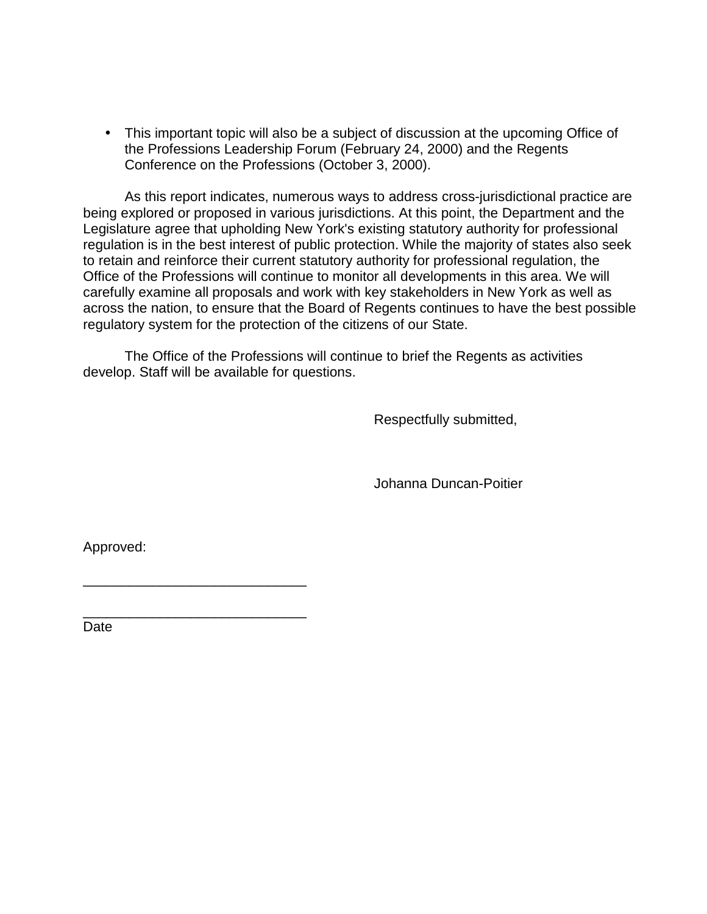- This important topic will also be a subject of discussion at the upcoming Office of the Professions Leadership Forum (February 24, 2000) and the Regents Conference on the Professions (October 3, 2000).

As this report indicates, numerous ways to address cross-jurisdictional practice are being explored or proposed in various jurisdictions. At this point, the Department and the Legislature agree that upholding New York's existing statutory authority for professional regulation is in the best interest of public protection. While the majority of states also seek to retain and reinforce their current statutory authority for professional regulation, the Office of the Professions will continue to monitor all developments in this area. We will carefully examine all proposals and work with key stakeholders in New York as well as across the nation, to ensure that the Board of Regents continues to have the best possible regulatory system for the protection of the citizens of our State.

The Office of the Professions will continue to brief the Regents as activities develop. Staff will be available for questions.

Respectfully submitted,

Johanna Duncan-Poitier

Approved:

_____________________________

_____________________________
Date